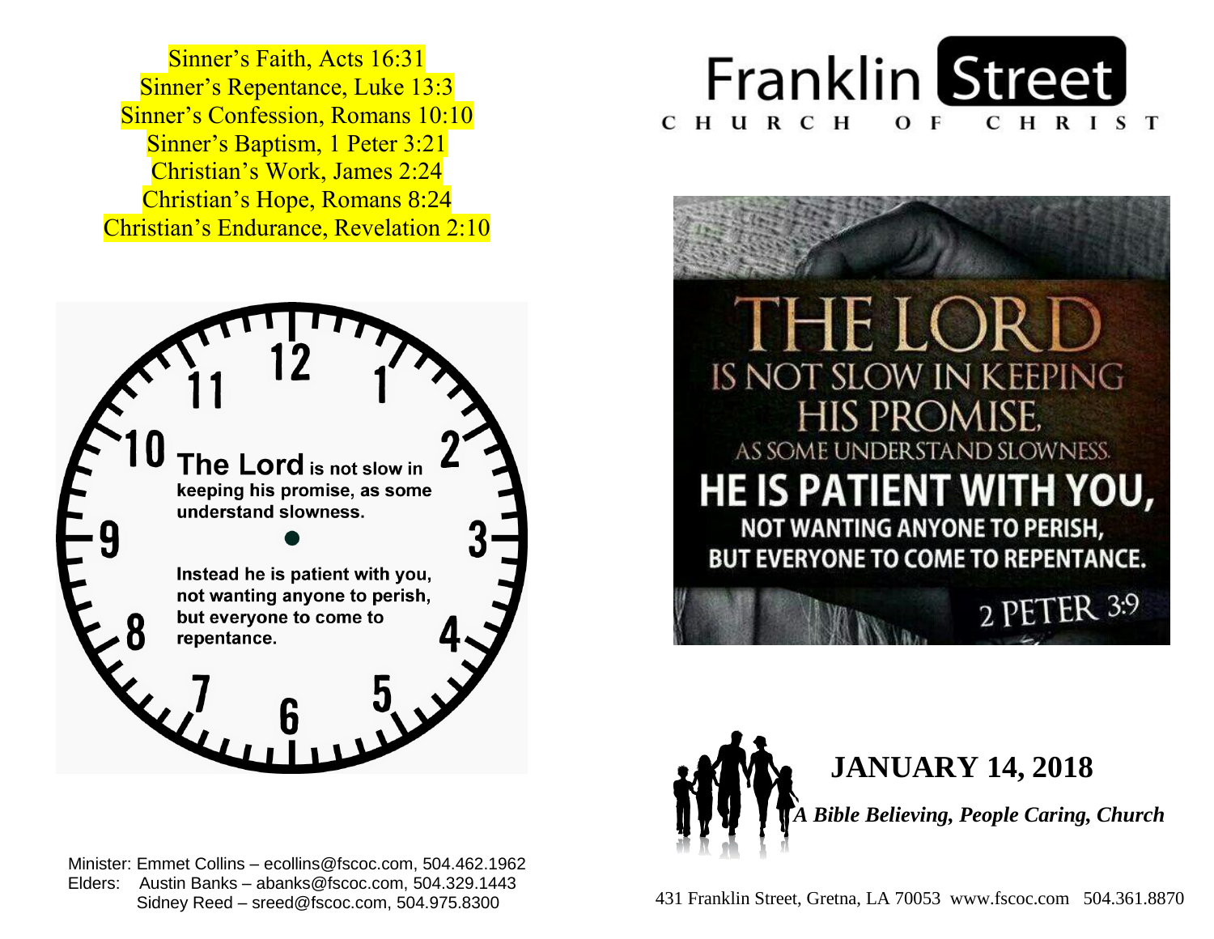Sinner's Faith, Acts 16:31
Sinner's Repentance, Luke 13:3
Sinner's Confession, Romans 10:10
Sinner's Baptism, 1 Peter 3:21
Christian's Work, James 2:24
Christian's Hope, Romans 8:24
Christian's Endurance, Revelation 2:10

**The Lord** is not slow in keeping his promise, as some understand slowness.

Instead he is patient with you, not wanting anyone to perish, but everyone to come to repentance.

Minister: Emmet Collins – ecollins@fscoc.com, 504.462.1962
Elders: Austin Banks – abanks@fscoc.com, 504.329.1443
Sidney Reed – sreed@fscoc.com, 504.975.8300

# Franklin Street

CHURCH OF CHRIST

THE LORD IS NOT SLOW IN KEEPING HIS PROMISE, AS SOME UNDERSTAND SLOWNESS. HE IS PATIENT WITH YOU, NOT WANTING ANYONE TO PERISH, BUT EVERYONE TO COME TO REPENTANCE.

2 PETER 3:9

## JANUARY 14, 2018

***A Bible Believing, People Caring, Church***

431 Franklin Street, Gretna, LA 70053 www.fscoc.com 504.361.8870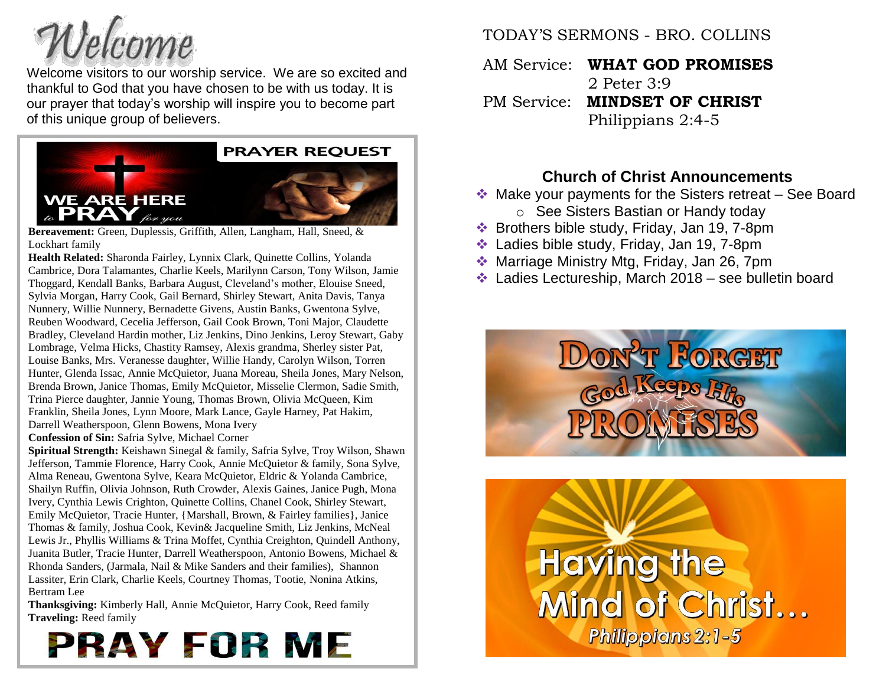# Welcome

Welcome visitors to our worship service. We are so excited and thankful to God that you have chosen to be with us today. It is our prayer that today's worship will inspire you to become part of this unique group of believers.

## PRAYER REQUEST

WE ARE HERE to PRAY for you

**Bereavement:** Green, Duplessis, Griffith, Allen, Langham, Hall, Sneed, & Lockhart family

**Health Related:** Sharonda Fairley, Lynnix Clark, Quinette Collins, Yolanda Cambrice, Dora Talamantes, Charlie Keels, Marilynn Carson, Tony Wilson, Jamie Thoggard, Kendall Banks, Barbara August, Cleveland's mother, Elouise Sneed, Sylvia Morgan, Harry Cook, Gail Bernard, Shirley Stewart, Anita Davis, Tanya Nunnery, Willie Nunnery, Bernadette Givens, Austin Banks, Gwentona Sylve, Reuben Woodward, Cecelia Jefferson, Gail Cook Brown, Toni Major, Claudette Bradley, Cleveland Hardin mother, Liz Jenkins, Dino Jenkins, Leroy Stewart, Gaby Lombrage, Velma Hicks, Chastity Ramsey, Alexis grandma, Sherley sister Pat, Louise Banks, Mrs. Veranesse daughter, Willie Handy, Carolyn Wilson, Torren Hunter, Glenda Issac, Annie McQuietor, Juana Moreau, Sheila Jones, Mary Nelson, Brenda Brown, Janice Thomas, Emily McQuietor, Misselie Clermon, Sadie Smith, Trina Pierce daughter, Jannie Young, Thomas Brown, Olivia McQueen, Kim Franklin, Sheila Jones, Lynn Moore, Mark Lance, Gayle Harney, Pat Hakim, Darrell Weatherspoon, Glenn Bowens, Mona Ivery

**Confession of Sin:** Safria Sylve, Michael Corner

**Spiritual Strength:** Keishawn Sinegal & family, Safria Sylve, Troy Wilson, Shawn Jefferson, Tammie Florence, Harry Cook, Annie McQuietor & family, Sona Sylve, Alma Reneau, Gwentona Sylve, Keara McQuietor, Eldric & Yolanda Cambrice, Shailyn Ruffin, Olivia Johnson, Ruth Crowder, Alexis Gaines, Janice Pugh, Mona Ivery, Cynthia Lewis Crighton, Quinette Collins, Chanel Cook, Shirley Stewart, Emily McQuietor, Tracie Hunter, {Marshall, Brown, & Fairley families}, Janice Thomas & family, Joshua Cook, Kevin& Jacqueline Smith, Liz Jenkins, McNeal Lewis Jr., Phyllis Williams & Trina Moffet, Cynthia Creighton, Quindell Anthony, Juanita Butler, Tracie Hunter, Darrell Weatherspoon, Antonio Bowens, Michael & Rhonda Sanders, (Jarmala, Nail & Mike Sanders and their families), Shannon Lassiter, Erin Clark, Charlie Keels, Courtney Thomas, Tootie, Nonina Atkins, Bertram Lee

**Thanksgiving:** Kimberly Hall, Annie McQuietor, Harry Cook, Reed family

**Traveling:** Reed family

PRAY FOR ME

## TODAY'S SERMONS - BRO. COLLINS

AM Service: **WHAT GOD PROMISES**
2 Peter 3:9

PM Service: **MINDSET OF CHRIST**
Philippians 2:4-5

## Church of Christ Announcements

- Make your payments for the Sisters retreat – See Board
  - See Sisters Bastian or Handy today
- Brothers bible study, Friday, Jan 19, 7-8pm
- Ladies bible study, Friday, Jan 19, 7-8pm
- Marriage Ministry Mtg, Friday, Jan 26, 7pm
- Ladies Lectureship, March 2018 – see bulletin board

DON'T FORGET God Keeps His PROMISES

Having the Mind of Christ…
*Philippians 2:1-5*